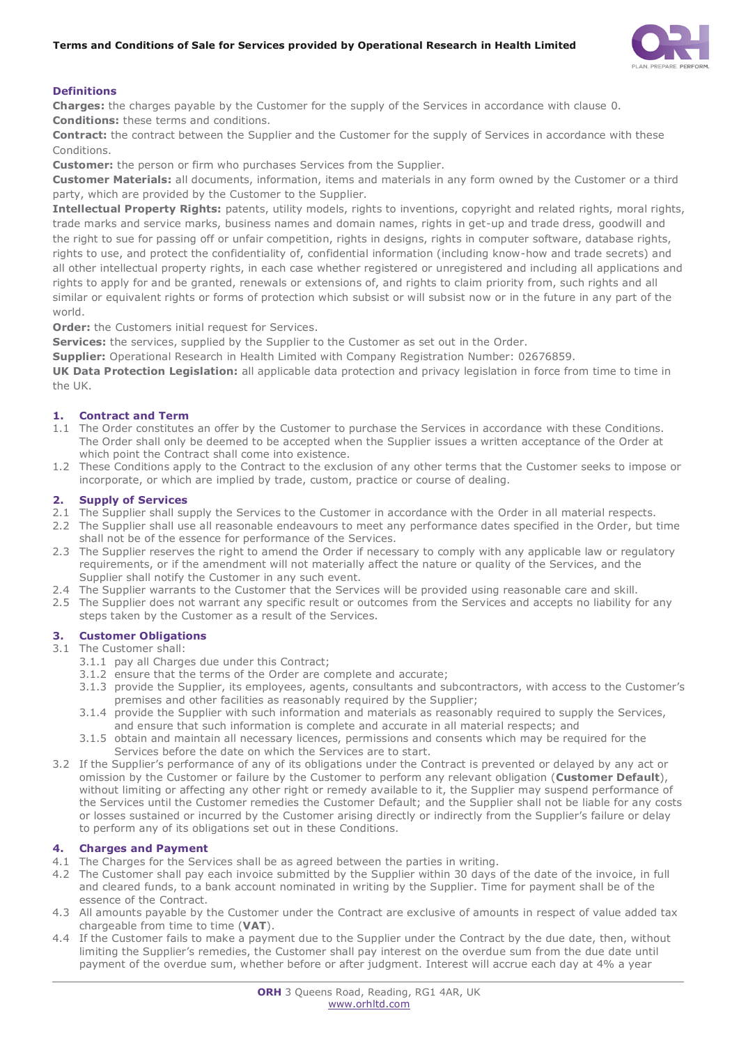# Terms and Conditions of Sale for Services provided by Operational Research in Health Limited

## Definitions

**Charges:** the charges payable by the Customer for the supply of the Services in accordance with clause 0.

**Conditions:** these terms and conditions.

**Contract:** the contract between the Supplier and the Customer for the supply of Services in accordance with these Conditions.

**Customer:** the person or firm who purchases Services from the Supplier.

**Customer Materials:** all documents, information, items and materials in any form owned by the Customer or a third party, which are provided by the Customer to the Supplier.

**Intellectual Property Rights:** patents, utility models, rights to inventions, copyright and related rights, moral rights, trade marks and service marks, business names and domain names, rights in get-up and trade dress, goodwill and the right to sue for passing off or unfair competition, rights in designs, rights in computer software, database rights, rights to use, and protect the confidentiality of, confidential information (including know-how and trade secrets) and all other intellectual property rights, in each case whether registered or unregistered and including all applications and rights to apply for and be granted, renewals or extensions of, and rights to claim priority from, such rights and all similar or equivalent rights or forms of protection which subsist or will subsist now or in the future in any part of the world.

**Order:** the Customers initial request for Services.

**Services:** the services, supplied by the Supplier to the Customer as set out in the Order.

**Supplier:** Operational Research in Health Limited with Company Registration Number: 02676859.

**UK Data Protection Legislation:** all applicable data protection and privacy legislation in force from time to time in the UK.

## 1. Contract and Term

1.1 The Order constitutes an offer by the Customer to purchase the Services in accordance with these Conditions. The Order shall only be deemed to be accepted when the Supplier issues a written acceptance of the Order at which point the Contract shall come into existence.

1.2 These Conditions apply to the Contract to the exclusion of any other terms that the Customer seeks to impose or incorporate, or which are implied by trade, custom, practice or course of dealing.

## 2. Supply of Services

2.1 The Supplier shall supply the Services to the Customer in accordance with the Order in all material respects.

2.2 The Supplier shall use all reasonable endeavours to meet any performance dates specified in the Order, but time shall not be of the essence for performance of the Services.

2.3 The Supplier reserves the right to amend the Order if necessary to comply with any applicable law or regulatory requirements, or if the amendment will not materially affect the nature or quality of the Services, and the Supplier shall notify the Customer in any such event.

2.4 The Supplier warrants to the Customer that the Services will be provided using reasonable care and skill.

2.5 The Supplier does not warrant any specific result or outcomes from the Services and accepts no liability for any steps taken by the Customer as a result of the Services.

## 3. Customer Obligations

3.1 The Customer shall:

- 3.1.1 pay all Charges due under this Contract;
- 3.1.2 ensure that the terms of the Order are complete and accurate;
- 3.1.3 provide the Supplier, its employees, agents, consultants and subcontractors, with access to the Customer's premises and other facilities as reasonably required by the Supplier;
- 3.1.4 provide the Supplier with such information and materials as reasonably required to supply the Services, and ensure that such information is complete and accurate in all material respects; and
- 3.1.5 obtain and maintain all necessary licences, permissions and consents which may be required for the Services before the date on which the Services are to start.

3.2 If the Supplier's performance of any of its obligations under the Contract is prevented or delayed by any act or omission by the Customer or failure by the Customer to perform any relevant obligation (**Customer Default**), without limiting or affecting any other right or remedy available to it, the Supplier may suspend performance of the Services until the Customer remedies the Customer Default; and the Supplier shall not be liable for any costs or losses sustained or incurred by the Customer arising directly or indirectly from the Supplier's failure or delay to perform any of its obligations set out in these Conditions.

## 4. Charges and Payment

4.1 The Charges for the Services shall be as agreed between the parties in writing.

4.2 The Customer shall pay each invoice submitted by the Supplier within 30 days of the date of the invoice, in full and cleared funds, to a bank account nominated in writing by the Supplier. Time for payment shall be of the essence of the Contract.

4.3 All amounts payable by the Customer under the Contract are exclusive of amounts in respect of value added tax chargeable from time to time (**VAT**).

4.4 If the Customer fails to make a payment due to the Supplier under the Contract by the due date, then, without limiting the Supplier's remedies, the Customer shall pay interest on the overdue sum from the due date until payment of the overdue sum, whether before or after judgment. Interest will accrue each day at 4% a year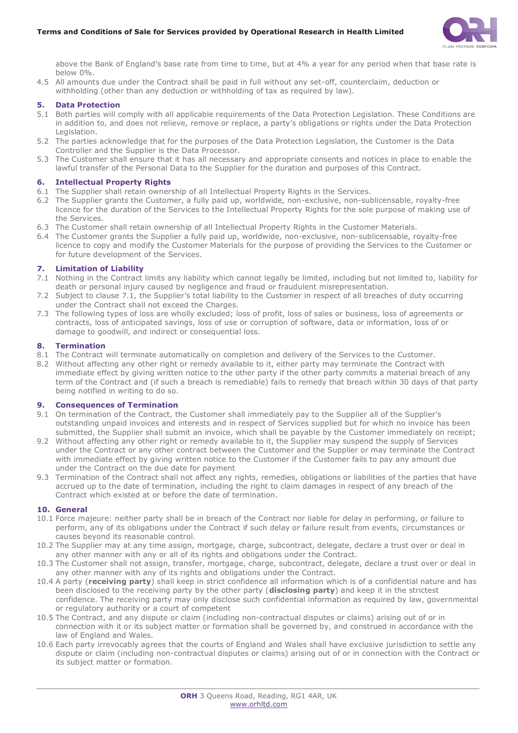above the Bank of England's base rate from time to time, but at 4% a year for any period when that base rate is below 0%.

4.5 All amounts due under the Contract shall be paid in full without any set-off, counterclaim, deduction or withholding (other than any deduction or withholding of tax as required by law).

## 5. Data Protection

5.1 Both parties will comply with all applicable requirements of the Data Protection Legislation. These Conditions are in addition to, and does not relieve, remove or replace, a party's obligations or rights under the Data Protection Legislation.

5.2 The parties acknowledge that for the purposes of the Data Protection Legislation, the Customer is the Data Controller and the Supplier is the Data Processor.

5.3 The Customer shall ensure that it has all necessary and appropriate consents and notices in place to enable the lawful transfer of the Personal Data to the Supplier for the duration and purposes of this Contract.

## 6. Intellectual Property Rights

6.1 The Supplier shall retain ownership of all Intellectual Property Rights in the Services.

6.2 The Supplier grants the Customer, a fully paid up, worldwide, non-exclusive, non-sublicensable, royalty-free licence for the duration of the Services to the Intellectual Property Rights for the sole purpose of making use of the Services.

6.3 The Customer shall retain ownership of all Intellectual Property Rights in the Customer Materials.

6.4 The Customer grants the Supplier a fully paid up, worldwide, non-exclusive, non-sublicensable, royalty-free licence to copy and modify the Customer Materials for the purpose of providing the Services to the Customer or for future development of the Services.

## 7. Limitation of Liability

7.1 Nothing in the Contract limits any liability which cannot legally be limited, including but not limited to, liability for death or personal injury caused by negligence and fraud or fraudulent misrepresentation.

7.2 Subject to clause 7.1, the Supplier's total liability to the Customer in respect of all breaches of duty occurring under the Contract shall not exceed the Charges.

7.3 The following types of loss are wholly excluded; loss of profit, loss of sales or business, loss of agreements or contracts, loss of anticipated savings, loss of use or corruption of software, data or information, loss of or damage to goodwill, and indirect or consequential loss.

## 8. Termination

8.1 The Contract will terminate automatically on completion and delivery of the Services to the Customer.

8.2 Without affecting any other right or remedy available to it, either party may terminate the Contract with immediate effect by giving written notice to the other party if the other party commits a material breach of any term of the Contract and (if such a breach is remediable) fails to remedy that breach within 30 days of that party being notified in writing to do so.

## 9. Consequences of Termination

9.1 On termination of the Contract, the Customer shall immediately pay to the Supplier all of the Supplier's outstanding unpaid invoices and interests and in respect of Services supplied but for which no invoice has been submitted, the Supplier shall submit an invoice, which shall be payable by the Customer immediately on receipt;

9.2 Without affecting any other right or remedy available to it, the Supplier may suspend the supply of Services under the Contract or any other contract between the Customer and the Supplier or may terminate the Contract with immediate effect by giving written notice to the Customer if the Customer fails to pay any amount due under the Contract on the due date for payment

9.3 Termination of the Contract shall not affect any rights, remedies, obligations or liabilities of the parties that have accrued up to the date of termination, including the right to claim damages in respect of any breach of the Contract which existed at or before the date of termination.

## 10. General

10.1 Force majeure: neither party shall be in breach of the Contract nor liable for delay in performing, or failure to perform, any of its obligations under the Contract if such delay or failure result from events, circumstances or causes beyond its reasonable control.

10.2 The Supplier may at any time assign, mortgage, charge, subcontract, delegate, declare a trust over or deal in any other manner with any or all of its rights and obligations under the Contract.

10.3 The Customer shall not assign, transfer, mortgage, charge, subcontract, delegate, declare a trust over or deal in any other manner with any of its rights and obligations under the Contract.

10.4 A party (**receiving party**) shall keep in strict confidence all information which is of a confidential nature and has been disclosed to the receiving party by the other party (**disclosing party**) and keep it in the strictest confidence. The receiving party may only disclose such confidential information as required by law, governmental or regulatory authority or a court of competent

10.5 The Contract, and any dispute or claim (including non-contractual disputes or claims) arising out of or in connection with it or its subject matter or formation shall be governed by, and construed in accordance with the law of England and Wales.

10.6 Each party irrevocably agrees that the courts of England and Wales shall have exclusive jurisdiction to settle any dispute or claim (including non-contractual disputes or claims) arising out of or in connection with the Contract or its subject matter or formation.